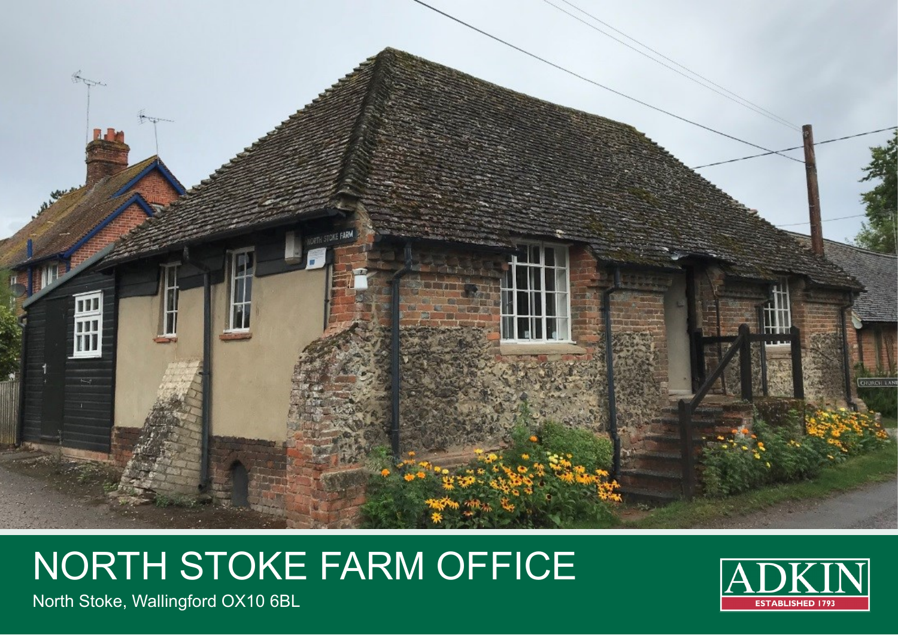# NORTH STOKE FARM OFFICE

North Stoke, Wallingford OX10 6BL

ADKIN

ESTABLISHED 1793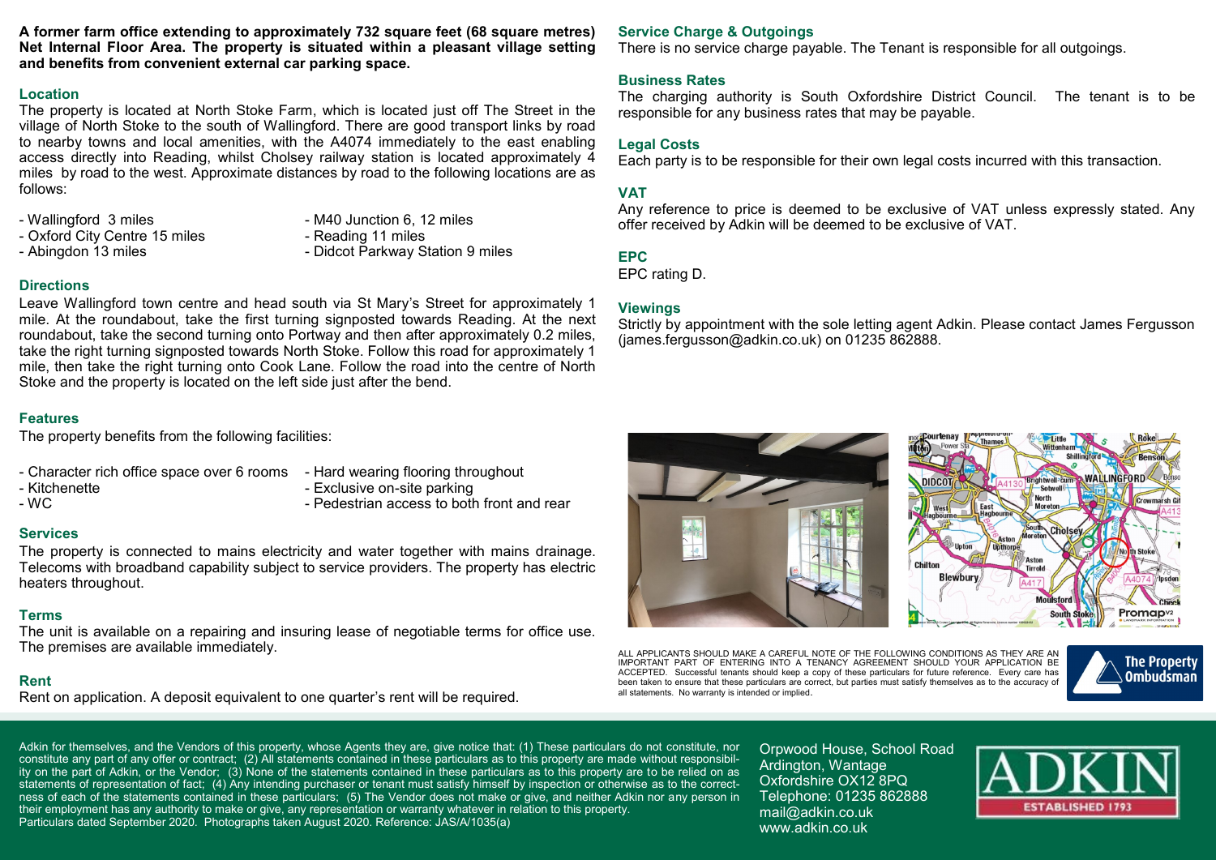**A former farm office extending to approximately 732 square feet (68 square metres) Net Internal Floor Area. The property is situated within a pleasant village setting and benefits from convenient external car parking space.**

## Location

The property is located at North Stoke Farm, which is located just off The Street in the village of North Stoke to the south of Wallingford. There are good transport links by road to nearby towns and local amenities, with the A4074 immediately to the east enabling access directly into Reading, whilst Cholsey railway station is located approximately 4 miles by road to the west. Approximate distances by road to the following locations are as follows:

- Wallingford 3 miles
- Oxford City Centre 15 miles
- Abingdon 13 miles
- M40 Junction 6, 12 miles
- Reading 11 miles
- Didcot Parkway Station 9 miles

## Directions

Leave Wallingford town centre and head south via St Mary's Street for approximately 1 mile. At the roundabout, take the first turning signposted towards Reading. At the next roundabout, take the second turning onto Portway and then after approximately 0.2 miles, take the right turning signposted towards North Stoke. Follow this road for approximately 1 mile, then take the right turning onto Cook Lane. Follow the road into the centre of North Stoke and the property is located on the left side just after the bend.

## Features

The property benefits from the following facilities:

- Character rich office space over 6 rooms
- Kitchenette
- WC
- Hard wearing flooring throughout
- Exclusive on-site parking
- Pedestrian access to both front and rear

## Services

The property is connected to mains electricity and water together with mains drainage. Telecoms with broadband capability subject to service providers. The property has electric heaters throughout.

## Terms

The unit is available on a repairing and insuring lease of negotiable terms for office use. The premises are available immediately.

## Rent

Rent on application. A deposit equivalent to one quarter's rent will be required.

## Service Charge & Outgoings

There is no service charge payable. The Tenant is responsible for all outgoings.

## Business Rates

The charging authority is South Oxfordshire District Council. The tenant is to be responsible for any business rates that may be payable.

## Legal Costs

Each party is to be responsible for their own legal costs incurred with this transaction.

## VAT

Any reference to price is deemed to be exclusive of VAT unless expressly stated. Any offer received by Adkin will be deemed to be exclusive of VAT.

## EPC

EPC rating D.

## Viewings

Strictly by appointment with the sole letting agent Adkin. Please contact James Fergusson (james.fergusson@adkin.co.uk) on 01235 862888.

ALL APPLICANTS SHOULD MAKE A CAREFUL NOTE OF THE FOLLOWING CONDITIONS AS THEY ARE AN IMPORTANT PART OF ENTERING INTO A TENANCY AGREEMENT SHOULD YOUR APPLICATION BE ACCEPTED. Successful tenants should keep a copy of these particulars for future reference. Every care has been taken to ensure that these particulars are correct, but parties must satisfy themselves as to the accuracy of all statements. No warranty is intended or implied.

The Property Ombudsman

Adkin for themselves, and the Vendors of this property, whose Agents they are, give notice that: (1) These particulars do not constitute, nor constitute any part of any offer or contract; (2) All statements contained in these particulars as to this property are made without responsibility on the part of Adkin, or the Vendor; (3) None of the statements contained in these particulars as to this property are to be relied on as statements of representation of fact; (4) Any intending purchaser or tenant must satisfy himself by inspection or otherwise as to the correctness of each of the statements contained in these particulars; (5) The Vendor does not make or give, and neither Adkin nor any person in their employment has any authority to make or give, any representation or warranty whatever in relation to this property.
Particulars dated September 2020. Photographs taken August 2020. Reference: JAS/A/1035(a)

Orpwood House, School Road
Ardington, Wantage
Oxfordshire OX12 8PQ
Telephone: 01235 862888
mail@adkin.co.uk
www.adkin.co.uk

ADKIN
ESTABLISHED 1793